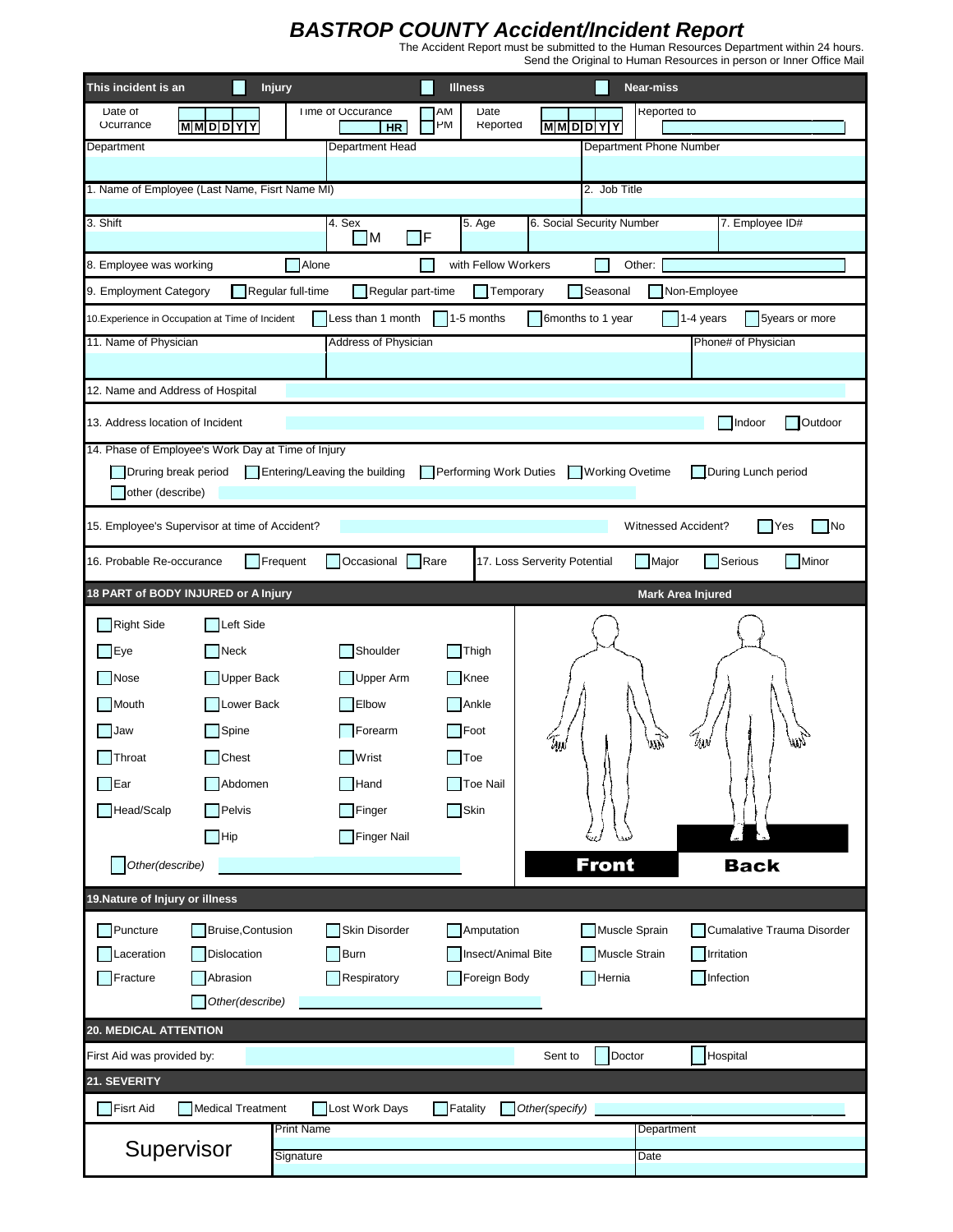# BASTROP COUNTY Accident/Incident Report

The Accident Report must be submitted to the Human Resources Department within 24 hours.
Send the Original to Human Resources in person or Inner Office Mail

**This incident is an** ☐ **Injury** ☐ **Illness** ☐ **Near-miss**

| Date of Ocurrance | M M D D Y Y | Time of Occurance | HR | ☐ AM ☐ PM | Date Reported | M M D D Y Y | Reported to |
|---|---|---|---|---|---|---|---|

| Department | Department Head | Department Phone Number |
|---|---|---|
| | | |

| 1. Name of Employee (Last Name, Fisrt Name MI) | 2. Job Title |
|---|---|
| | |

| 3. Shift | 4. Sex ☐ M ☐ F | 5. Age | 6. Social Security Number | 7. Employee ID# |
|---|---|---|---|---|
| | | | | |

8. Employee was working ☐ Alone ☐ with Fellow Workers ☐ Other: ______

9. Employment Category ☐ Regular full-time ☐ Regular part-time ☐ Temporary ☐ Seasonal ☐ Non-Employee

10.Experience in Occupation at Time of Incident ☐ Less than 1 month ☐ 1-5 months ☐ 6months to 1 year ☐ 1-4 years ☐ 5years or more

| 11. Name of Physician | Address of Physician | Phone# of Physician |
|---|---|---|
| | | |

12. Name and Address of Hospital ______

13. Address location of Incident ______ ☐ Indoor ☐ Outdoor

14. Phase of Employee's Work Day at Time of Injury

☐ Druring break period ☐ Entering/Leaving the building ☐ Performing Work Duties ☐ Working Ovetime ☐ During Lunch period

☐ other (describe) ______

15. Employee's Supervisor at time of Accident? ______ Witnessed Accident? ☐ Yes ☐ No

16. Probable Re-occurance ☐ Frequent ☐ Occasional ☐ Rare

17. Loss Serverity Potential ☐ Major ☐ Serious ☐ Minor

## 18 PART of BODY INJURED or A Injury

**Mark Area Injured**

☐ Right Side ☐ Left Side

| | | | |
|---|---|---|---|
| ☐ Eye | ☐ Neck | ☐ Shoulder | ☐ Thigh |
| ☐ Nose | ☐ Upper Back | ☐ Upper Arm | ☐ Knee |
| ☐ Mouth | ☐ Lower Back | ☐ Elbow | ☐ Ankle |
| ☐ Jaw | ☐ Spine | ☐ Forearm | ☐ Foot |
| ☐ Throat | ☐ Chest | ☐ Wrist | ☐ Toe |
| ☐ Ear | ☐ Abdomen | ☐ Hand | ☐ Toe Nail |
| ☐ Head/Scalp | ☐ Pelvis | ☐ Finger | ☐ Skin |
| | ☐ Hip | ☐ Finger Nail | |

☐ *Other(describe)* ______

**Front** **Back**

## 19.Nature of Injury or illness

| | | | | | |
|---|---|---|---|---|---|
| ☐ Puncture | ☐ Bruise,Contusion | ☐ Skin Disorder | ☐ Amputation | ☐ Muscle Sprain | ☐ Cumalative Trauma Disorder |
| ☐ Laceration | ☐ Dislocation | ☐ Burn | ☐ Insect/Animal Bite | ☐ Muscle Strain | ☐ Irritation |
| ☐ Fracture | ☐ Abrasion | ☐ Respiratory | ☐ Foreign Body | ☐ Hernia | ☐ Infection |

☐ *Other(describe)* ______

## 20. MEDICAL ATTENTION

First Aid was provided by: ______ Sent to ☐ Doctor ☐ Hospital

## 21. SEVERITY

☐ Fisrt Aid ☐ Medical Treatment ☐ Lost Work Days ☐ Fatality ☐ *Other(specify)* ______

| Supervisor | Print Name | Department |
|---|---|---|
| | Signature | Date |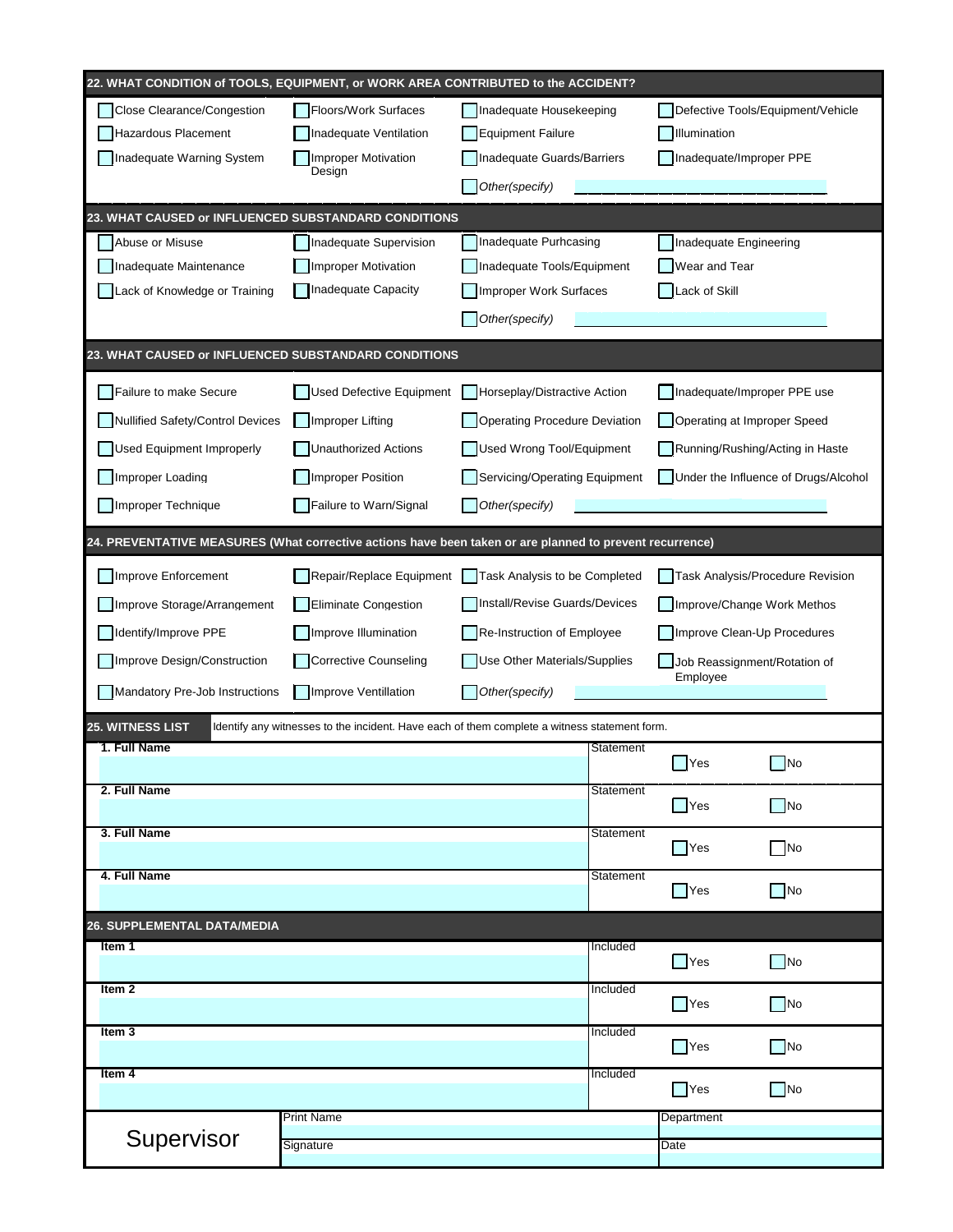## 22. WHAT CONDITION of TOOLS, EQUIPMENT, or WORK AREA CONTRIBUTED to the ACCIDENT?

- [ ] Close Clearance/Congestion
- [ ] Floors/Work Surfaces
- [ ] Inadequate Housekeeping
- [ ] Defective Tools/Equipment/Vehicle
- [ ] Hazardous Placement
- [ ] Inadequate Ventilation
- [ ] Equipment Failure
- [ ] Illumination
- [ ] Inadequate Warning System
- [ ] Improper Motivation Design
- [ ] Inadequate Guards/Barriers
- [ ] Inadequate/Improper PPE
- [ ] *Other(specify)* ____________________

## 23. WHAT CAUSED or INFLUENCED SUBSTANDARD CONDITIONS

- [ ] Abuse or Misuse
- [ ] Inadequate Supervision
- [ ] Inadequate Purhcasing
- [ ] Inadequate Engineering
- [ ] Inadequate Maintenance
- [ ] Improper Motivation
- [ ] Inadequate Tools/Equipment
- [ ] Wear and Tear
- [ ] Lack of Knowledge or Training
- [ ] Inadequate Capacity
- [ ] Improper Work Surfaces
- [ ] Lack of Skill
- [ ] *Other(specify)* ____________________

## 23. WHAT CAUSED or INFLUENCED SUBSTANDARD CONDITIONS

- [ ] Failure to make Secure
- [ ] Used Defective Equipment
- [ ] Horseplay/Distractive Action
- [ ] Inadequate/Improper PPE use
- [ ] Nullified Safety/Control Devices
- [ ] Improper Lifting
- [ ] Operating Procedure Deviation
- [ ] Operating at Improper Speed
- [ ] Used Equipment Improperly
- [ ] Unauthorized Actions
- [ ] Used Wrong Tool/Equipment
- [ ] Running/Rushing/Acting in Haste
- [ ] Improper Loading
- [ ] Improper Position
- [ ] Servicing/Operating Equipment
- [ ] Under the Influence of Drugs/Alcohol
- [ ] Improper Technique
- [ ] Failure to Warn/Signal
- [ ] *Other(specify)* ____________________

## 24. PREVENTATIVE MEASURES (What corrective actions have been taken or are planned to prevent recurrence)

- [ ] Improve Enforcement
- [ ] Repair/Replace Equipment
- [ ] Task Analysis to be Completed
- [ ] Task Analysis/Procedure Revision
- [ ] Improve Storage/Arrangement
- [ ] Eliminate Congestion
- [ ] Install/Revise Guards/Devices
- [ ] Improve/Change Work Methos
- [ ] Identify/Improve PPE
- [ ] Improve Illumination
- [ ] Re-Instruction of Employee
- [ ] Improve Clean-Up Procedures
- [ ] Improve Design/Construction
- [ ] Corrective Counseling
- [ ] Use Other Materials/Supplies
- [ ] Job Reassignment/Rotation of Employee
- [ ] Mandatory Pre-Job Instructions
- [ ] Improve Ventillation
- [ ] *Other(specify)* ____________________

## 25. WITNESS LIST

Identify any witnesses to the incident. Have each of them complete a witness statement form.

| Full Name | Statement | |
|---|---|---|
| 1. Full Name | [ ] Yes | [ ] No |
| 2. Full Name | [ ] Yes | [ ] No |
| 3. Full Name | [ ] Yes | [ ] No |
| 4. Full Name | [ ] Yes | [ ] No |

## 26. SUPPLEMENTAL DATA/MEDIA

| Item | Included | |
|---|---|---|
| Item 1 | [ ] Yes | [ ] No |
| Item 2 | [ ] Yes | [ ] No |
| Item 3 | [ ] Yes | [ ] No |
| Item 4 | [ ] Yes | [ ] No |

| Supervisor | | |
|---|---|---|
| | Print Name | Department |
| | Signature | Date |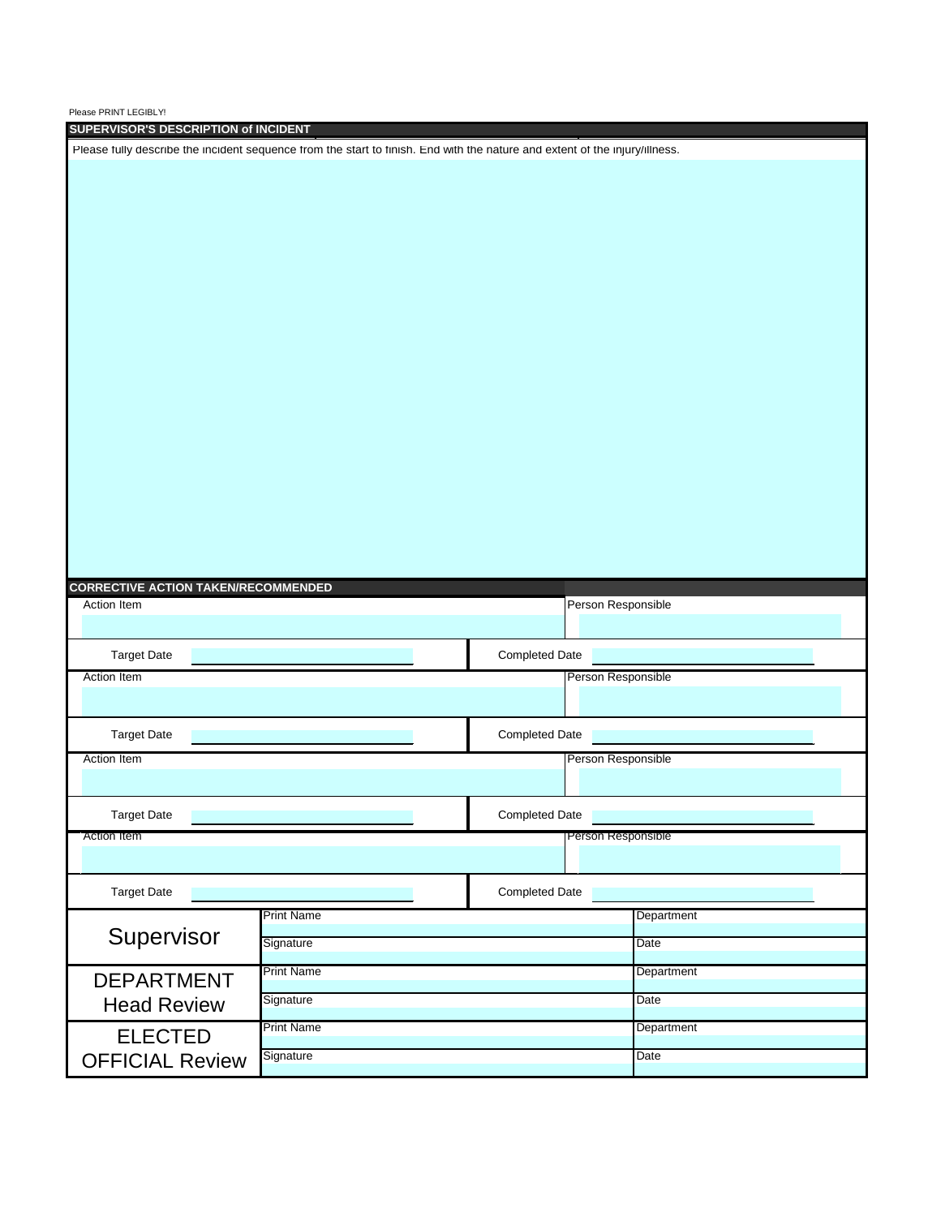Please PRINT LEGIBLY!

## SUPERVISOR'S DESCRIPTION of INCIDENT

Please fully describe the incident sequence from the start to finish. End with the nature and extent of the injury/illness.

## CORRECTIVE ACTION TAKEN/RECOMMENDED

| Action Item | | Person Responsible | |
|---|---|---|---|
| | | | |
| Target Date | | Completed Date | |
| Action Item | | Person Responsible | |
| | | | |
| Target Date | | Completed Date | |
| Action Item | | Person Responsible | |
| | | | |
| Target Date | | Completed Date | |
| Action Item | | Person Responsible | |
| | | | |
| Target Date | | Completed Date | |

| | | |
|---|---|---|
| Supervisor | Print Name | Department |
| | Signature | Date |
| DEPARTMENT Head Review | Print Name | Department |
| | Signature | Date |
| ELECTED OFFICIAL Review | Print Name | Department |
| | Signature | Date |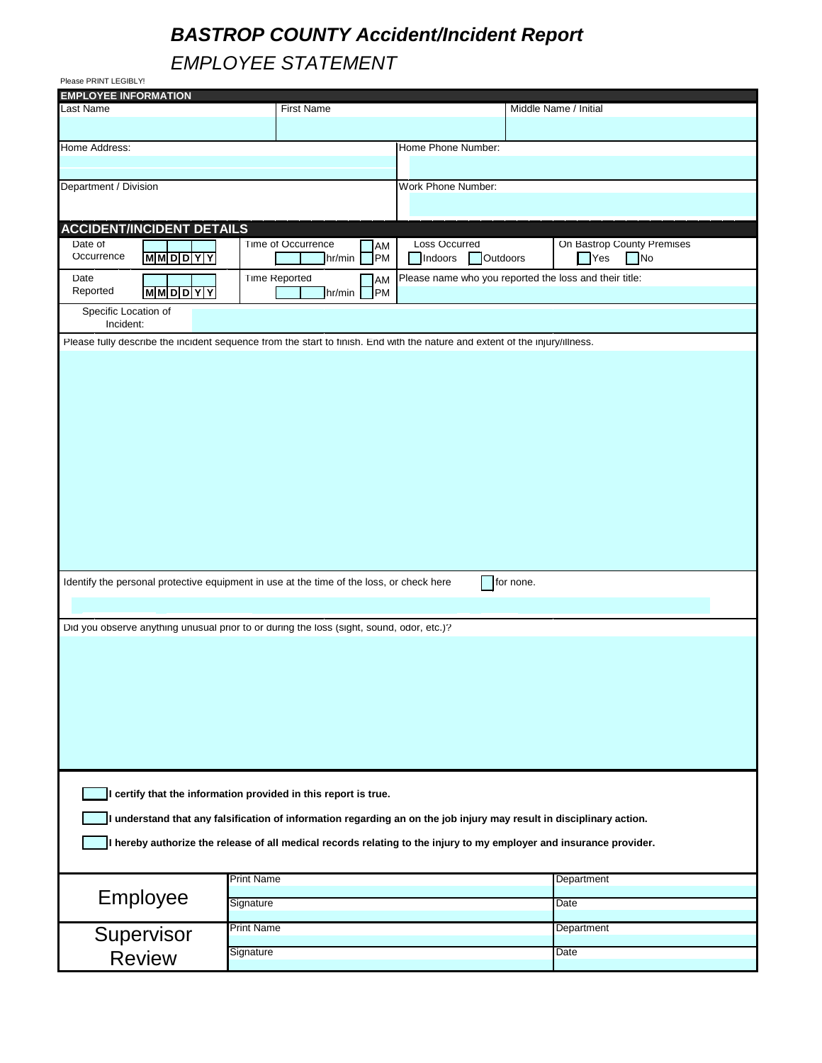# BASTROP COUNTY Accident/Incident Report

## EMPLOYEE STATEMENT

Please PRINT LEGIBLY!

**EMPLOYEE INFORMATION**

| Last Name | First Name | Middle Name / Initial |
|---|---|---|
| | | |

| Home Address: | Home Phone Number: |
|---|---|
| | |
| **Department / Division** | **Work Phone Number:** |
| | |

**ACCIDENT/INCIDENT DETAILS**

| Date of Occurrence | Time of Occurrence | Loss Occurred | On Bastrop County Premises |
|---|---|---|---|
| MMDDYY | hr/min ☐ AM ☐ PM | ☐ Indoors ☐ Outdoors | ☐ Yes ☐ No |

| Date Reported | Time Reported | Please name who you reported the loss and their title: |
|---|---|---|
| MMDDYY | hr/min ☐ AM ☐ PM | |

Specific Location of Incident:

Please fully describe the incident sequence from the start to finish. End with the nature and extent of the injury/illness.

Identify the personal protective equipment in use at the time of the loss, or check here ☐ for none.

Did you observe anything unusual prior to or during the loss (sight, sound, odor, etc.)?

☐ **I certify that the information provided in this report is true.**

☐ **I understand that any falsification of information regarding an on the job injury may result in disciplinary action.**

☐ **I hereby authorize the release of all medical records relating to the injury to my employer and insurance provider.**

| | | |
|---|---|---|
| **Employee** | Print Name | Department |
| | Signature | Date |
| **Supervisor Review** | Print Name | Department |
| | Signature | Date |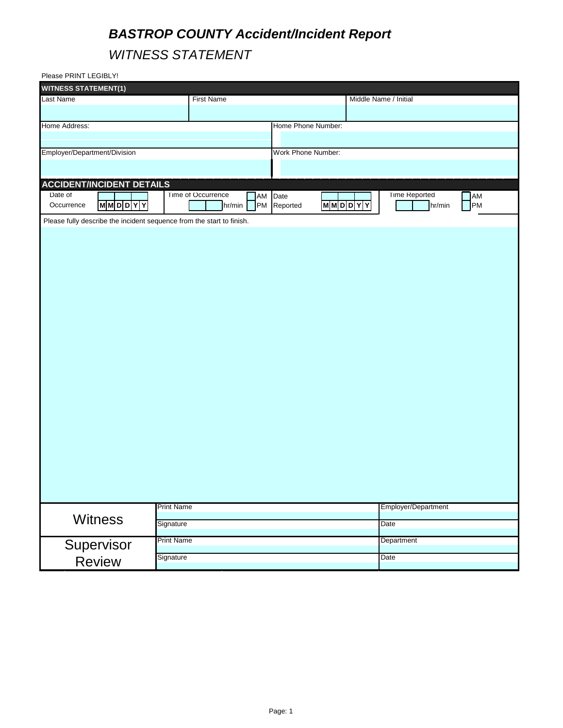# *BASTROP COUNTY Accident/Incident Report*

## *WITNESS STATEMENT*

Please PRINT LEGIBLY!

| WITNESS STATEMENT(1) | | |
|---|---|---|
| Last Name | First Name | Middle Name / Initial |
| | | |

| | |
|---|---|
| Home Address: | Home Phone Number: |
| | |
| Employer/Department/Division | Work Phone Number: |
| | |

**ACCIDENT/INCIDENT DETAILS**

| | | | |
|---|---|---|---|
| Date of Occurrence MMDDYY | Time of Occurrence hr/min AM PM | Date Reported MMDDYY | Time Reported hr/min AM PM |

Please fully describe the incident sequence from the start to finish.

| | | |
|---|---|---|
| Witness | Print Name | Employer/Department |
| | Signature | Date |
| Supervisor Review | Print Name | Department |
| | Signature | Date |